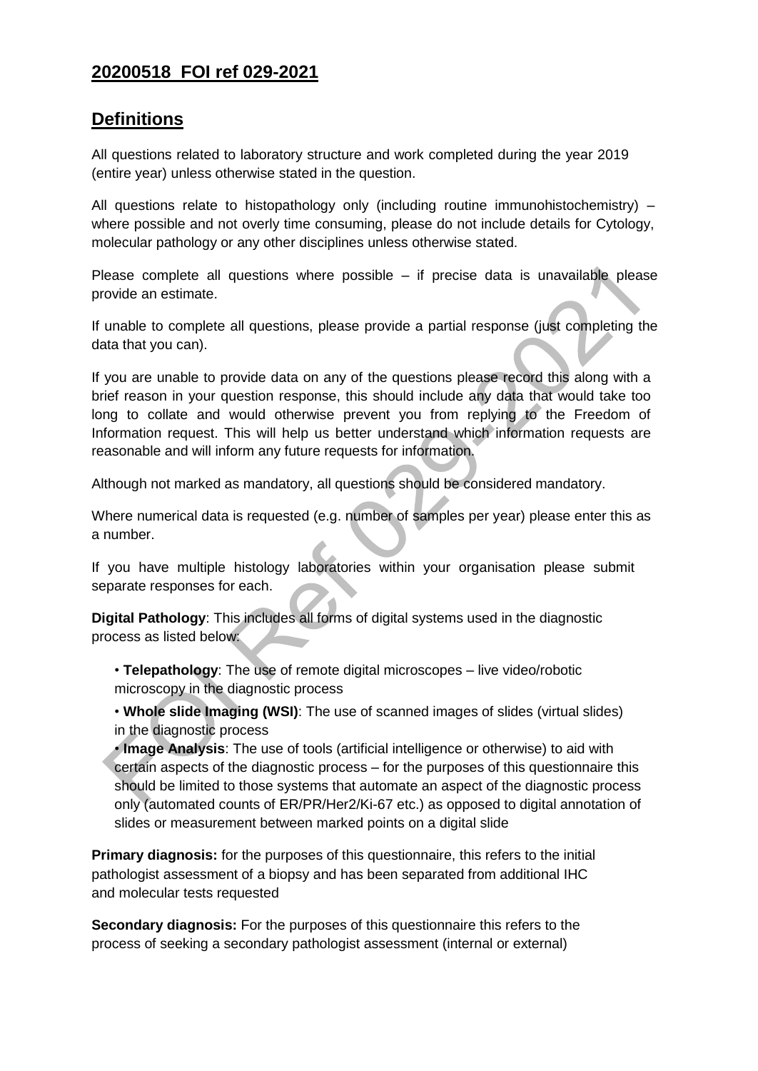## 20200518 FOI ref 029-2021

## Definitions

All questions related to laboratory structure and work completed during the year 2019 (entire year) unless otherwise stated in the question.

All questions relate to histopathology only (including routine immunohistochemistry) – where possible and not overly time consuming, please do not include details for Cytology, molecular pathology or any other disciplines unless otherwise stated.

Please complete all questions where possible – if precise data is unavailable please provide an estimate.

If unable to complete all questions, please provide a partial response (just completing the data that you can).

If you are unable to provide data on any of the questions please record this along with a brief reason in your question response, this should include any data that would take too long to collate and would otherwise prevent you from replying to the Freedom of Information request. This will help us better understand which information requests are reasonable and will inform any future requests for information.

Although not marked as mandatory, all questions should be considered mandatory.

Where numerical data is requested (e.g. number of samples per year) please enter this as a number.

If you have multiple histology laboratories within your organisation please submit separate responses for each.

**Digital Pathology**: This includes all forms of digital systems used in the diagnostic process as listed below:

- **Telepathology**: The use of remote digital microscopes – live video/robotic microscopy in the diagnostic process
- **Whole slide Imaging (WSI)**: The use of scanned images of slides (virtual slides) in the diagnostic process
- **Image Analysis**: The use of tools (artificial intelligence or otherwise) to aid with certain aspects of the diagnostic process – for the purposes of this questionnaire this should be limited to those systems that automate an aspect of the diagnostic process only (automated counts of ER/PR/Her2/Ki-67 etc.) as opposed to digital annotation of slides or measurement between marked points on a digital slide

**Primary diagnosis:** for the purposes of this questionnaire, this refers to the initial pathologist assessment of a biopsy and has been separated from additional IHC and molecular tests requested

**Secondary diagnosis:** For the purposes of this questionnaire this refers to the process of seeking a secondary pathologist assessment (internal or external)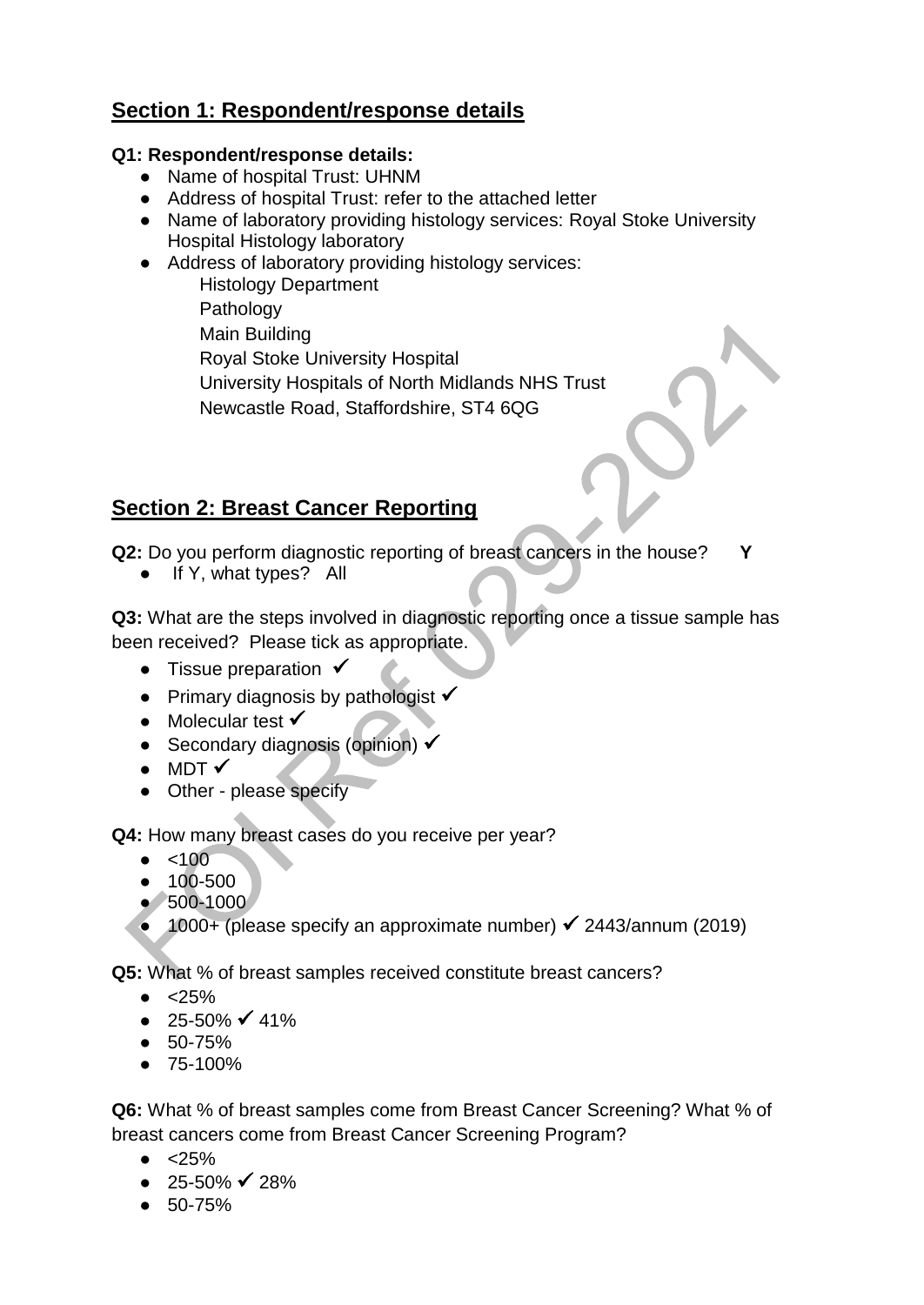## Section 1: Respondent/response details

**Q1: Respondent/response details:**

- Name of hospital Trust: UHNM
- Address of hospital Trust: refer to the attached letter
- Name of laboratory providing histology services: Royal Stoke University Hospital Histology laboratory
- Address of laboratory providing histology services:
  Histology Department
  Pathology
  Main Building
  Royal Stoke University Hospital
  University Hospitals of North Midlands NHS Trust
  Newcastle Road, Staffordshire, ST4 6QG

## Section 2: Breast Cancer Reporting

**Q2:** Do you perform diagnostic reporting of breast cancers in the house? **Y**

- If Y, what types? All

**Q3:** What are the steps involved in diagnostic reporting once a tissue sample has been received? Please tick as appropriate.

- Tissue preparation ✓
- Primary diagnosis by pathologist ✓
- Molecular test ✓
- Secondary diagnosis (opinion) ✓
- MDT ✓
- Other - please specify

**Q4:** How many breast cases do you receive per year?

- <100
- 100-500
- 500-1000
- 1000+ (please specify an approximate number) ✓ 2443/annum (2019)

**Q5:** What % of breast samples received constitute breast cancers?

- <25%
- 25-50% ✓ 41%
- 50-75%
- 75-100%

**Q6:** What % of breast samples come from Breast Cancer Screening? What % of breast cancers come from Breast Cancer Screening Program?

- <25%
- 25-50% ✓ 28%
- 50-75%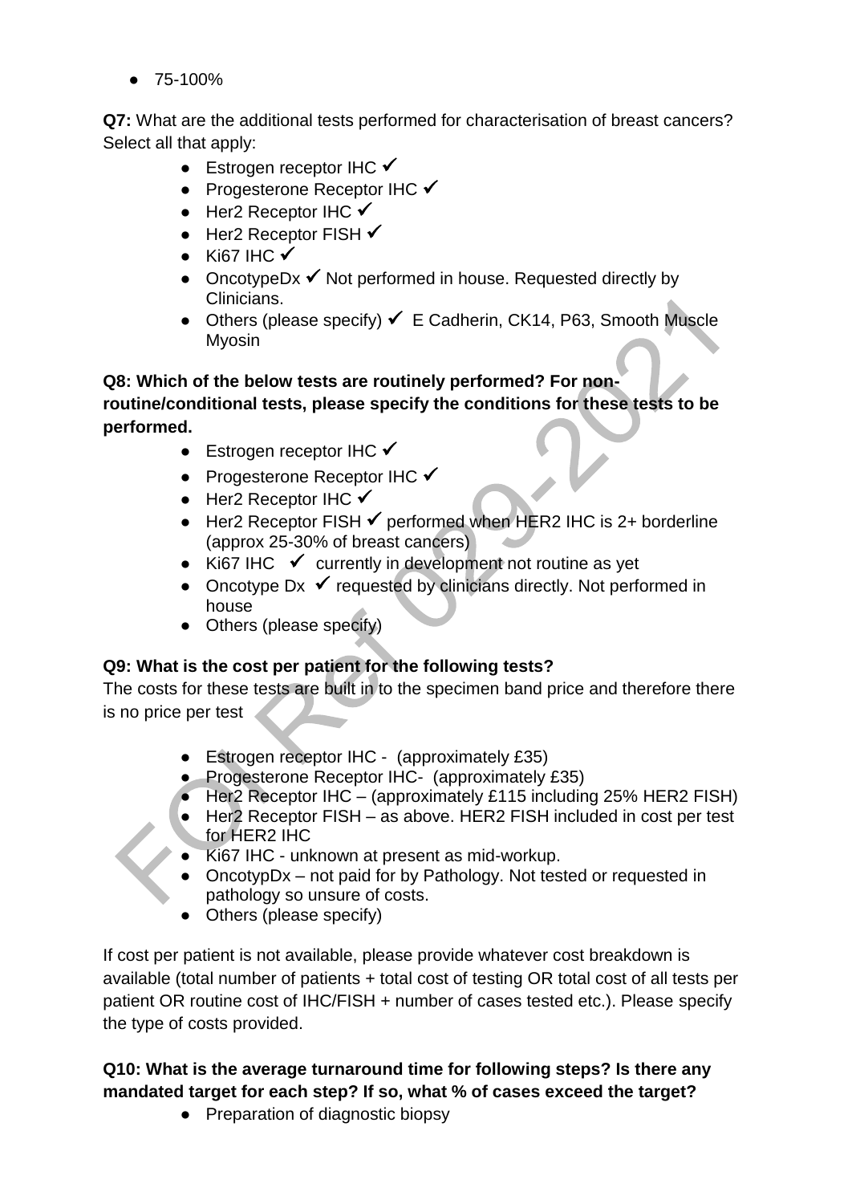- 75-100%

**Q7:** What are the additional tests performed for characterisation of breast cancers? Select all that apply:

- Estrogen receptor IHC ✓
- Progesterone Receptor IHC ✓
- Her2 Receptor IHC ✓
- Her2 Receptor FISH ✓
- Ki67 IHC ✓
- OncotypeDx ✓ Not performed in house. Requested directly by Clinicians.
- Others (please specify) ✓ E Cadherin, CK14, P63, Smooth Muscle Myosin

**Q8: Which of the below tests are routinely performed? For non-routine/conditional tests, please specify the conditions for these tests to be performed.**

- Estrogen receptor IHC ✓
- Progesterone Receptor IHC ✓
- Her2 Receptor IHC ✓
- Her2 Receptor FISH ✓ performed when HER2 IHC is 2+ borderline (approx 25-30% of breast cancers)
- Ki67 IHC ✓ currently in development not routine as yet
- Oncotype Dx ✓ requested by clinicians directly. Not performed in house
- Others (please specify)

**Q9: What is the cost per patient for the following tests?**

The costs for these tests are built in to the specimen band price and therefore there is no price per test

- Estrogen receptor IHC - (approximately £35)
- Progesterone Receptor IHC- (approximately £35)
- Her2 Receptor IHC – (approximately £115 including 25% HER2 FISH)
- Her2 Receptor FISH – as above. HER2 FISH included in cost per test for HER2 IHC
- Ki67 IHC - unknown at present as mid-workup.
- OncotypDx – not paid for by Pathology. Not tested or requested in pathology so unsure of costs.
- Others (please specify)

If cost per patient is not available, please provide whatever cost breakdown is available (total number of patients + total cost of testing OR total cost of all tests per patient OR routine cost of IHC/FISH + number of cases tested etc.). Please specify the type of costs provided.

**Q10: What is the average turnaround time for following steps? Is there any mandated target for each step? If so, what % of cases exceed the target?**

- Preparation of diagnostic biopsy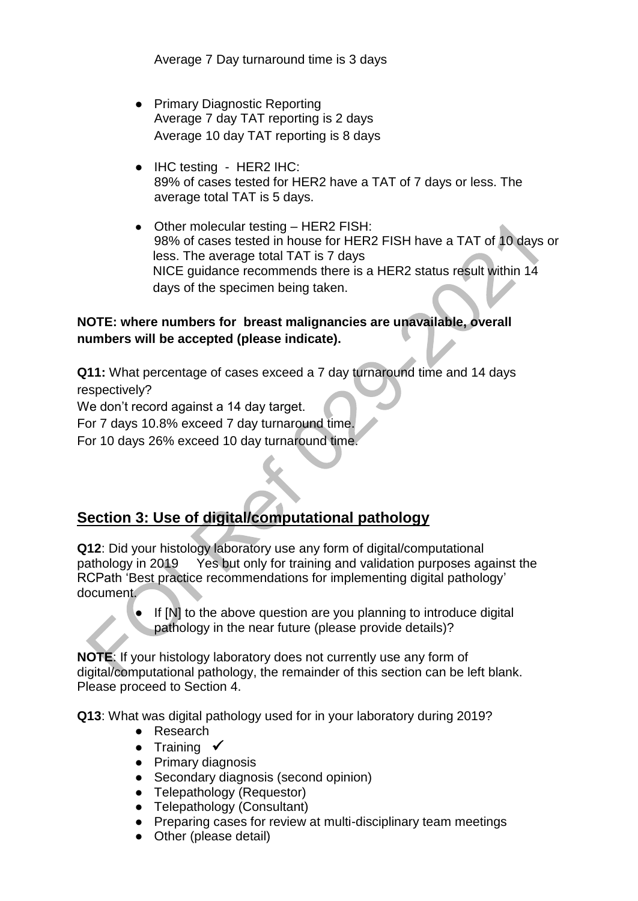Average 7 Day turnaround time is 3 days

- Primary Diagnostic Reporting
  Average 7 day TAT reporting is 2 days
  Average 10 day TAT reporting is 8 days

- IHC testing - HER2 IHC:
  89% of cases tested for HER2 have a TAT of 7 days or less. The average total TAT is 5 days.

- Other molecular testing – HER2 FISH:
  98% of cases tested in house for HER2 FISH have a TAT of 10 days or less. The average total TAT is 7 days
  NICE guidance recommends there is a HER2 status result within 14 days of the specimen being taken.

**NOTE: where numbers for breast malignancies are unavailable, overall numbers will be accepted (please indicate).**

**Q11:** What percentage of cases exceed a 7 day turnaround time and 14 days respectively?

We don't record against a 14 day target.

For 7 days 10.8% exceed 7 day turnaround time.

For 10 days 26% exceed 10 day turnaround time.

## Section 3: Use of digital/computational pathology

**Q12**: Did your histology laboratory use any form of digital/computational pathology in 2019   Yes but only for training and validation purposes against the RCPath 'Best practice recommendations for implementing digital pathology' document.

- If [N] to the above question are you planning to introduce digital pathology in the near future (please provide details)?

**NOTE**: If your histology laboratory does not currently use any form of digital/computational pathology, the remainder of this section can be left blank. Please proceed to Section 4.

**Q13**: What was digital pathology used for in your laboratory during 2019?

- Research
- Training ✓
- Primary diagnosis
- Secondary diagnosis (second opinion)
- Telepathology (Requestor)
- Telepathology (Consultant)
- Preparing cases for review at multi-disciplinary team meetings
- Other (please detail)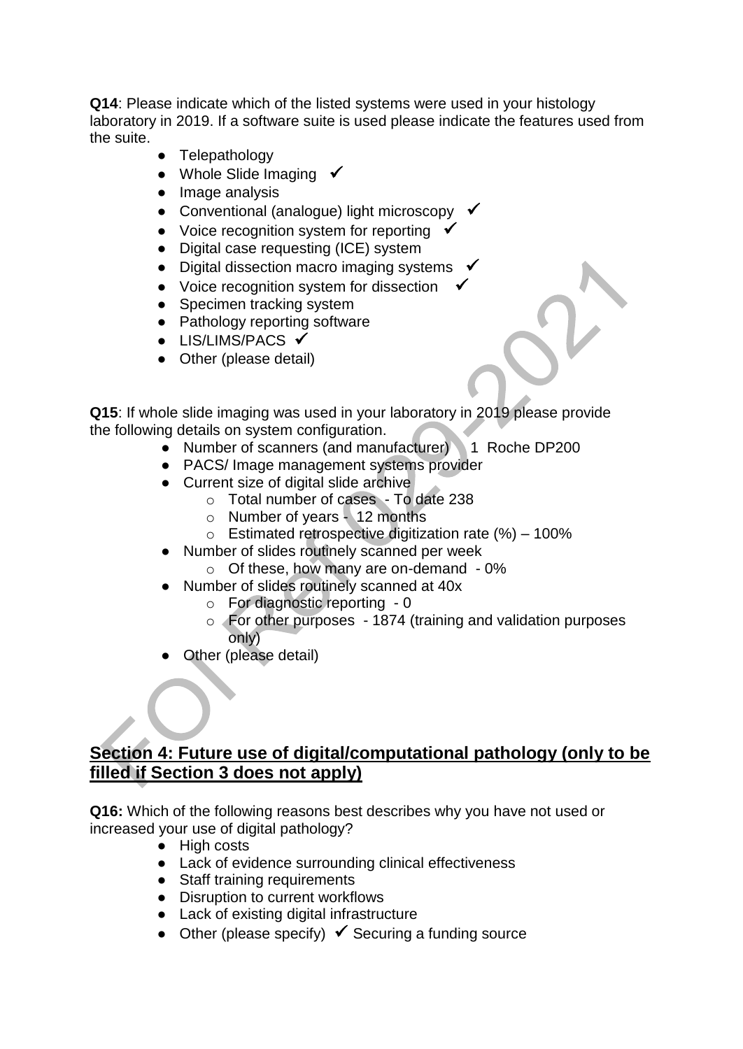**Q14**: Please indicate which of the listed systems were used in your histology laboratory in 2019. If a software suite is used please indicate the features used from the suite.

- Telepathology
- Whole Slide Imaging ✓
- Image analysis
- Conventional (analogue) light microscopy ✓
- Voice recognition system for reporting ✓
- Digital case requesting (ICE) system
- Digital dissection macro imaging systems ✓
- Voice recognition system for dissection ✓
- Specimen tracking system
- Pathology reporting software
- LIS/LIMS/PACS ✓
- Other (please detail)

**Q15**: If whole slide imaging was used in your laboratory in 2019 please provide the following details on system configuration.

- Number of scanners (and manufacturer) 1 Roche DP200
- PACS/ Image management systems provider
- Current size of digital slide archive
  - Total number of cases - To date 238
  - Number of years - 12 months
  - Estimated retrospective digitization rate (%) – 100%
- Number of slides routinely scanned per week
  - Of these, how many are on-demand - 0%
- Number of slides routinely scanned at 40x
  - For diagnostic reporting - 0
  - For other purposes - 1874 (training and validation purposes only)
- Other (please detail)

## Section 4: Future use of digital/computational pathology (only to be filled if Section 3 does not apply)

**Q16:** Which of the following reasons best describes why you have not used or increased your use of digital pathology?

- High costs
- Lack of evidence surrounding clinical effectiveness
- Staff training requirements
- Disruption to current workflows
- Lack of existing digital infrastructure
- Other (please specify) ✓ Securing a funding source